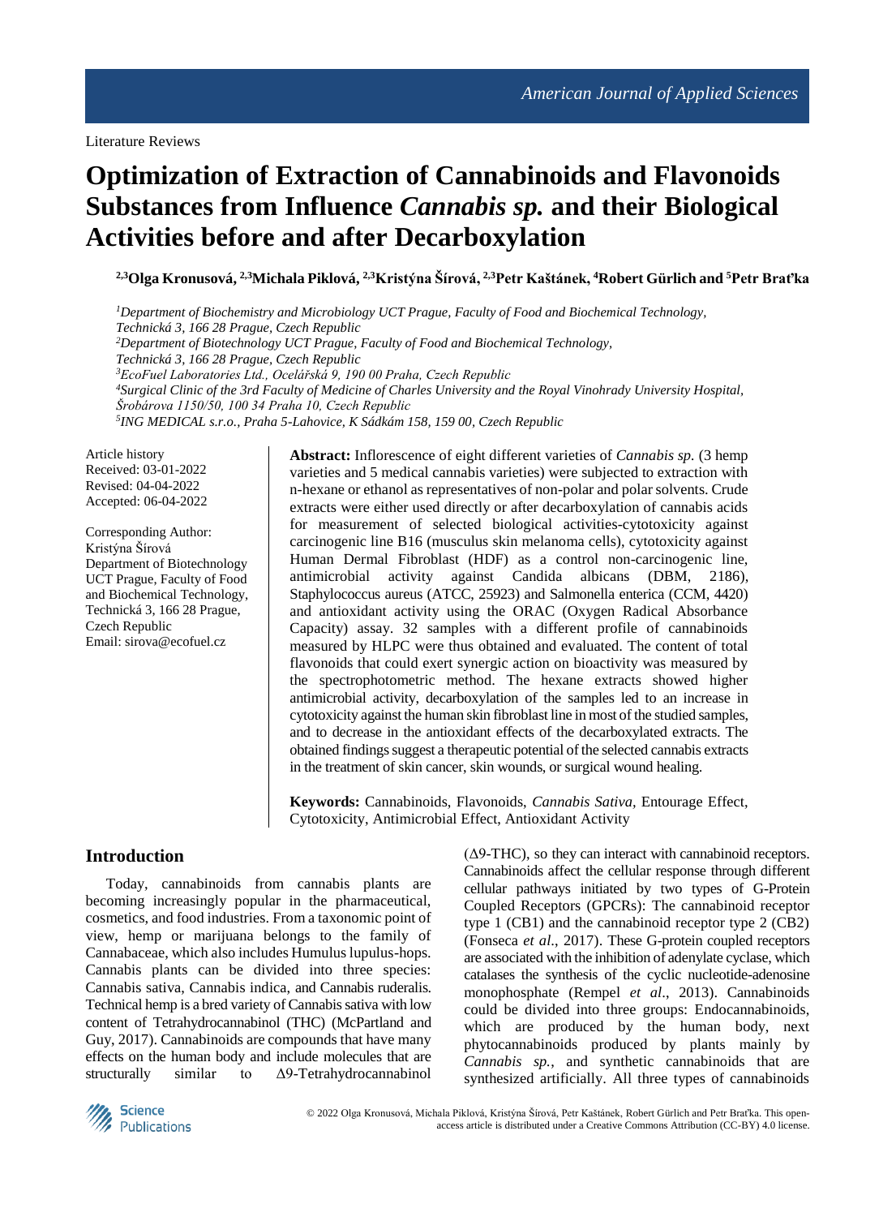American Journal of Applied Sciences

Literature Reviews

# Optimization of Extraction of Cannabinoids and Flavonoids Substances from Influence *Cannabis sp.* and their Biological Activities before and after Decarboxylation

**[2,3]Olga Kronusová, [2,3]Michala Piklová, [2,3]Kristýna Šírová, [2,3]Petr Kaštánek, [4]Robert Gürlich and [5]Petr Braťka**

*[1]Department of Biochemistry and Microbiology UCT Prague, Faculty of Food and Biochemical Technology, Technická 3, 166 28 Prague, Czech Republic*
*[2]Department of Biotechnology UCT Prague, Faculty of Food and Biochemical Technology, Technická 3, 166 28 Prague, Czech Republic*
*[3]EcoFuel Laboratories Ltd., Ocelářská 9, 190 00 Praha, Czech Republic*
*[4]Surgical Clinic of the 3rd Faculty of Medicine of Charles University and the Royal Vinohrady University Hospital, Šrobárova 1150/50, 100 34 Praha 10, Czech Republic*
*[5]ING MEDICAL s.r.o., Praha 5-Lahovice, K Sádkám 158, 159 00, Czech Republic*

Article history
Received: 03-01-2022
Revised: 04-04-2022
Accepted: 06-04-2022

Corresponding Author:
Kristýna Šírová
Department of Biotechnology
UCT Prague, Faculty of Food and Biochemical Technology,
Technická 3, 166 28 Prague,
Czech Republic
Email: sirova@ecofuel.cz

**Abstract:** Inflorescence of eight different varieties of *Cannabis sp.* (3 hemp varieties and 5 medical cannabis varieties) were subjected to extraction with n-hexane or ethanol as representatives of non-polar and polar solvents. Crude extracts were either used directly or after decarboxylation of cannabis acids for measurement of selected biological activities-cytotoxicity against carcinogenic line B16 (musculus skin melanoma cells), cytotoxicity against Human Dermal Fibroblast (HDF) as a control non-carcinogenic line, antimicrobial activity against Candida albicans (DBM, 2186), Staphylococcus aureus (ATCC, 25923) and Salmonella enterica (CCM, 4420) and antioxidant activity using the ORAC (Oxygen Radical Absorbance Capacity) assay. 32 samples with a different profile of cannabinoids measured by HLPC were thus obtained and evaluated. The content of total flavonoids that could exert synergic action on bioactivity was measured by the spectrophotometric method. The hexane extracts showed higher antimicrobial activity, decarboxylation of the samples led to an increase in cytotoxicity against the human skin fibroblast line in most of the studied samples, and to decrease in the antioxidant effects of the decarboxylated extracts. The obtained findings suggest a therapeutic potential of the selected cannabis extracts in the treatment of skin cancer, skin wounds, or surgical wound healing.

**Keywords:** Cannabinoids, Flavonoids, *Cannabis Sativa*, Entourage Effect, Cytotoxicity, Antimicrobial Effect, Antioxidant Activity

## Introduction

Today, cannabinoids from cannabis plants are becoming increasingly popular in the pharmaceutical, cosmetics, and food industries. From a taxonomic point of view, hemp or marijuana belongs to the family of Cannabaceae, which also includes Humulus lupulus-hops. Cannabis plants can be divided into three species: Cannabis sativa, Cannabis indica, and Cannabis ruderalis. Technical hemp is a bred variety of Cannabis sativa with low content of Tetrahydrocannabinol (THC) (McPartland and Guy, 2017). Cannabinoids are compounds that have many effects on the human body and include molecules that are structurally similar to Δ9-Tetrahydrocannabinol (Δ9-THC), so they can interact with cannabinoid receptors. Cannabinoids affect the cellular response through different cellular pathways initiated by two types of G-Protein Coupled Receptors (GPCRs): The cannabinoid receptor type 1 (CB1) and the cannabinoid receptor type 2 (CB2) (Fonseca *et al*., 2017). These G-protein coupled receptors are associated with the inhibition of adenylate cyclase, which catalases the synthesis of the cyclic nucleotide-adenosine monophosphate (Rempel *et al*., 2013). Cannabinoids could be divided into three groups: Endocannabinoids, which are produced by the human body, next phytocannabinoids produced by plants mainly by *Cannabis sp.*, and synthetic cannabinoids that are synthesized artificially. All three types of cannabinoids

© 2022 Olga Kronusová, Michala Piklová, Kristýna Šírová, Petr Kaštánek, Robert Gürlich and Petr Braťka. This open-access article is distributed under a Creative Commons Attribution (CC-BY) 4.0 license.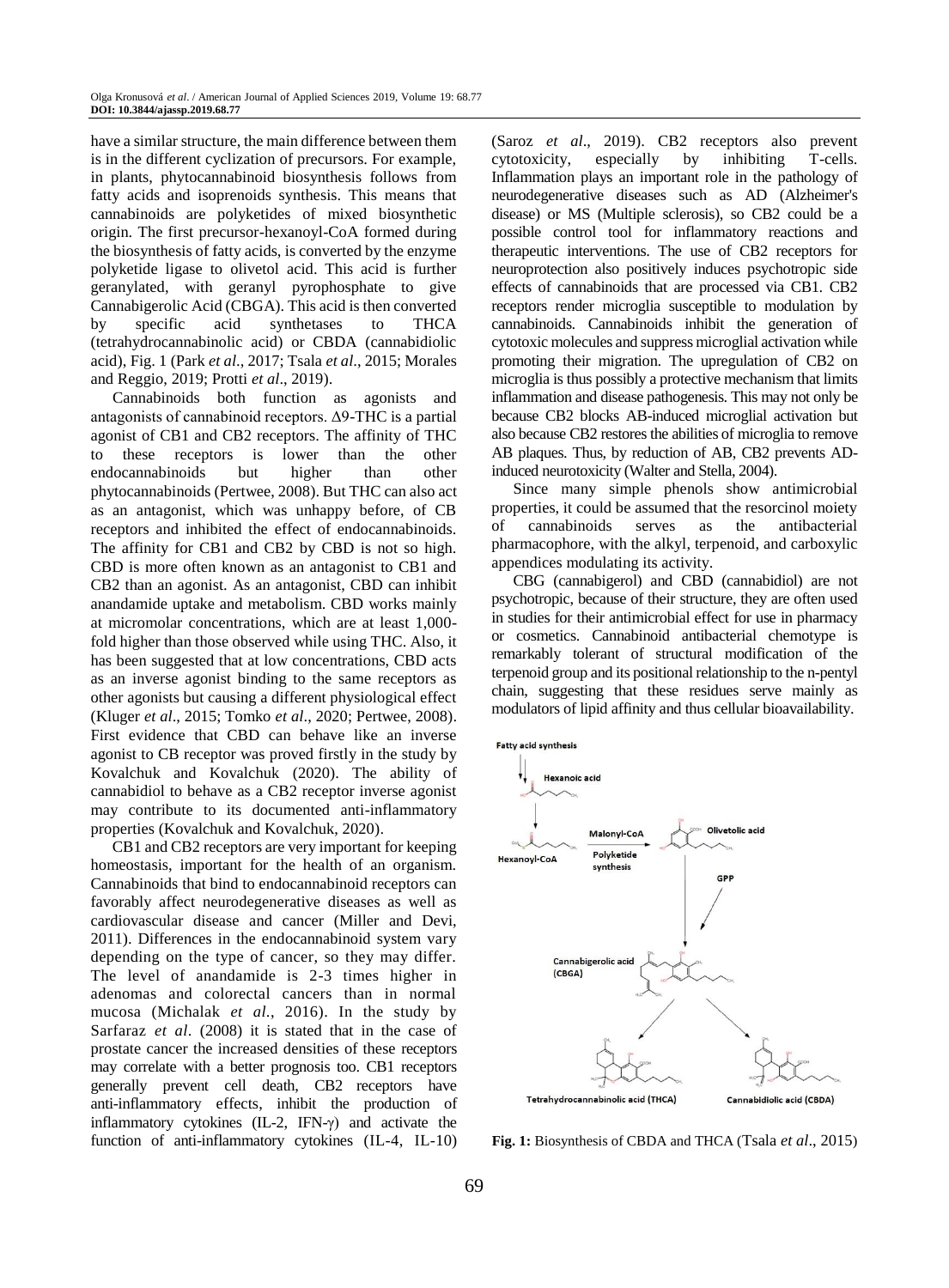have a similar structure, the main difference between them is in the different cyclization of precursors. For example, in plants, phytocannabinoid biosynthesis follows from fatty acids and isoprenoids synthesis. This means that cannabinoids are polyketides of mixed biosynthetic origin. The first precursor-hexanoyl-CoA formed during the biosynthesis of fatty acids, is converted by the enzyme polyketide ligase to olivetol acid. This acid is further geranylated, with geranyl pyrophosphate to give Cannabigerolic Acid (CBGA). This acid is then converted by specific acid synthetases to THCA (tetrahydrocannabinolic acid) or CBDA (cannabidiolic acid), Fig. 1 (Park *et al*., 2017; Tsala *et al*., 2015; Morales and Reggio, 2019; Protti *et al*., 2019).

Cannabinoids both function as agonists and antagonists of cannabinoid receptors. Δ9-THC is a partial agonist of CB1 and CB2 receptors. The affinity of THC to these receptors is lower than the other endocannabinoids but higher than other phytocannabinoids (Pertwee, 2008). But THC can also act as an antagonist, which was unhappy before, of CB receptors and inhibited the effect of endocannabinoids. The affinity for CB1 and CB2 by CBD is not so high. CBD is more often known as an antagonist to CB1 and CB2 than an agonist. As an antagonist, CBD can inhibit anandamide uptake and metabolism. CBD works mainly at micromolar concentrations, which are at least 1,000-fold higher than those observed while using THC. Also, it has been suggested that at low concentrations, CBD acts as an inverse agonist binding to the same receptors as other agonists but causing a different physiological effect (Kluger *et al*., 2015; Tomko *et al*., 2020; Pertwee, 2008). First evidence that CBD can behave like an inverse agonist to CB receptor was proved firstly in the study by Kovalchuk and Kovalchuk (2020). The ability of cannabidiol to behave as a CB2 receptor inverse agonist may contribute to its documented anti-inflammatory properties (Kovalchuk and Kovalchuk, 2020).

CB1 and CB2 receptors are very important for keeping homeostasis, important for the health of an organism. Cannabinoids that bind to endocannabinoid receptors can favorably affect neurodegenerative diseases as well as cardiovascular disease and cancer (Miller and Devi, 2011). Differences in the endocannabinoid system vary depending on the type of cancer, so they may differ. The level of anandamide is 2-3 times higher in adenomas and colorectal cancers than in normal mucosa (Michalak *et al.*, 2016). In the study by Sarfaraz *et al*. (2008) it is stated that in the case of prostate cancer the increased densities of these receptors may correlate with a better prognosis too. CB1 receptors generally prevent cell death, CB2 receptors have anti-inflammatory effects, inhibit the production of inflammatory cytokines (IL-2, IFN-γ) and activate the function of anti-inflammatory cytokines (IL-4, IL-10) (Saroz *et al*., 2019). CB2 receptors also prevent cytotoxicity, especially by inhibiting T-cells. Inflammation plays an important role in the pathology of neurodegenerative diseases such as AD (Alzheimer's disease) or MS (Multiple sclerosis), so CB2 could be a possible control tool for inflammatory reactions and therapeutic interventions. The use of CB2 receptors for neuroprotection also positively induces psychotropic side effects of cannabinoids that are processed via CB1. CB2 receptors render microglia susceptible to modulation by cannabinoids. Cannabinoids inhibit the generation of cytotoxic molecules and suppress microglial activation while promoting their migration. The upregulation of CB2 on microglia is thus possibly a protective mechanism that limits inflammation and disease pathogenesis. This may not only be because CB2 blocks AB-induced microglial activation but also because CB2 restores the abilities of microglia to remove AB plaques. Thus, by reduction of AB, CB2 prevents AD-induced neurotoxicity (Walter and Stella, 2004).

Since many simple phenols show antimicrobial properties, it could be assumed that the resorcinol moiety of cannabinoids serves as the antibacterial pharmacophore, with the alkyl, terpenoid, and carboxylic appendices modulating its activity.

CBG (cannabigerol) and CBD (cannabidiol) are not psychotropic, because of their structure, they are often used in studies for their antimicrobial effect for use in pharmacy or cosmetics. Cannabinoid antibacterial chemotype is remarkably tolerant of structural modification of the terpenoid group and its positional relationship to the n-pentyl chain, suggesting that these residues serve mainly as modulators of lipid affinity and thus cellular bioavailability.

Fatty acid synthesis

Hexanoic acid

Hexanoyl-CoA

Malonyl-CoA

Polyketide synthesis

Olivetolic acid

GPP

Cannabigerolic acid (CBGA)

Tetrahydrocannabinolic acid (THCA)

Cannabidiolic acid (CBDA)

**Fig. 1:** Biosynthesis of CBDA and THCA (Tsala *et al*., 2015)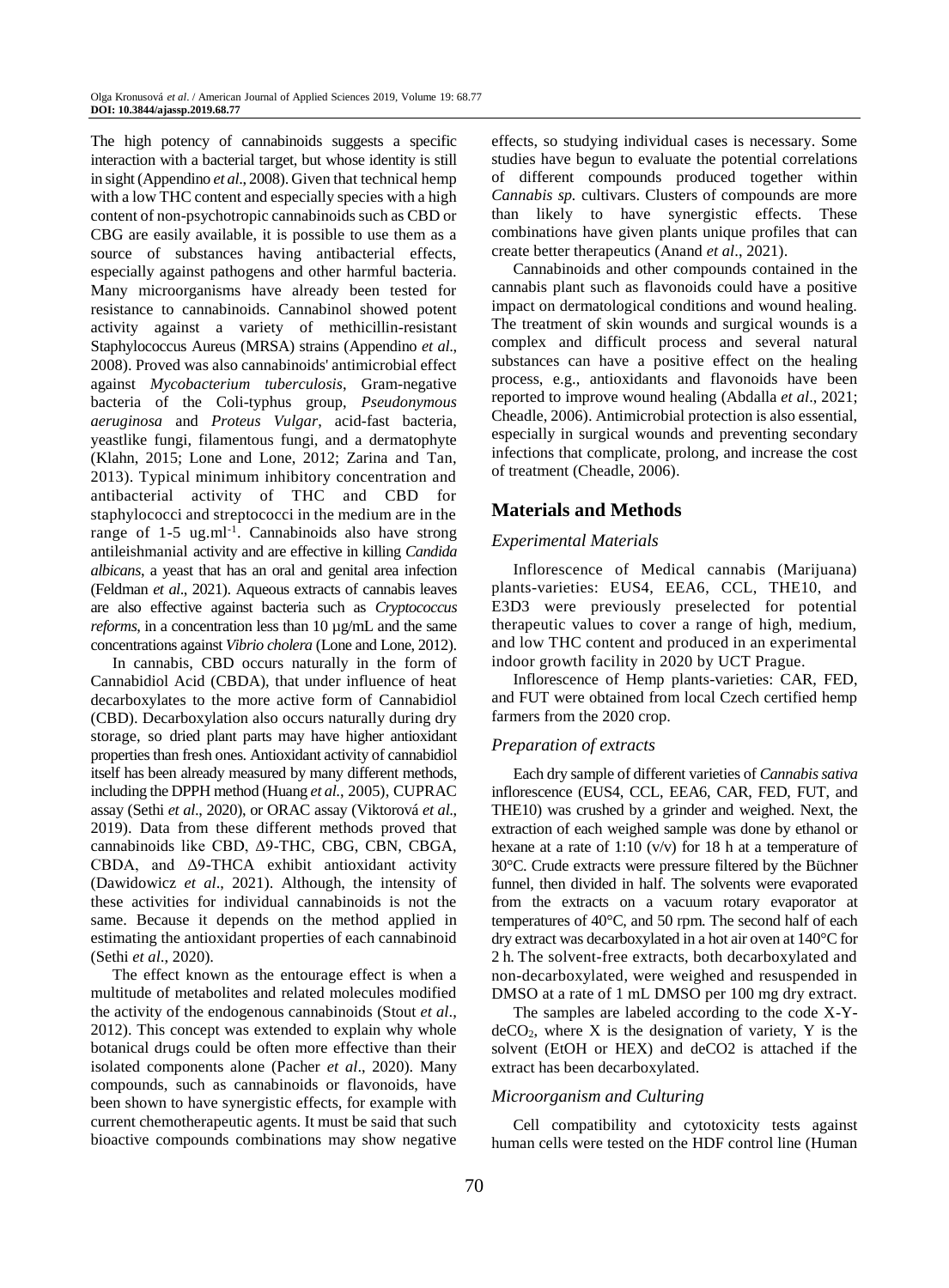The high potency of cannabinoids suggests a specific interaction with a bacterial target, but whose identity is still in sight (Appendino *et al*., 2008). Given that technical hemp with a low THC content and especially species with a high content of non-psychotropic cannabinoids such as CBD or CBG are easily available, it is possible to use them as a source of substances having antibacterial effects, especially against pathogens and other harmful bacteria. Many microorganisms have already been tested for resistance to cannabinoids. Cannabinol showed potent activity against a variety of methicillin-resistant Staphylococcus Aureus (MRSA) strains (Appendino *et al*., 2008). Proved was also cannabinoids' antimicrobial effect against *Mycobacterium tuberculosis*, Gram-negative bacteria of the Coli-typhus group, *Pseudonymous aeruginosa* and *Proteus Vulgar*, acid-fast bacteria, yeastlike fungi, filamentous fungi, and a dermatophyte (Klahn, 2015; Lone and Lone, 2012; Zarina and Tan, 2013). Typical minimum inhibitory concentration and antibacterial activity of THC and CBD for staphylococci and streptococci in the medium are in the range of 1-5 ug.ml$^{-1}$. Cannabinoids also have strong antileishmanial activity and are effective in killing *Candida albicans*, a yeast that has an oral and genital area infection (Feldman *et al*., 2021). Aqueous extracts of cannabis leaves are also effective against bacteria such as *Cryptococcus reforms*, in a concentration less than 10 µg/mL and the same concentrations against *Vibrio cholera* (Lone and Lone, 2012).

In cannabis, CBD occurs naturally in the form of Cannabidiol Acid (CBDA), that under influence of heat decarboxylates to the more active form of Cannabidiol (CBD). Decarboxylation also occurs naturally during dry storage, so dried plant parts may have higher antioxidant properties than fresh ones. Antioxidant activity of cannabidiol itself has been already measured by many different methods, including the DPPH method (Huang *et al*., 2005), CUPRAC assay (Sethi *et al*., 2020), or ORAC assay (Viktorová *et al*., 2019). Data from these different methods proved that cannabinoids like CBD, Δ9-THC, CBG, CBN, CBGA, CBDA, and Δ9-THCA exhibit antioxidant activity (Dawidowicz *et al*., 2021). Although, the intensity of these activities for individual cannabinoids is not the same. Because it depends on the method applied in estimating the antioxidant properties of each cannabinoid (Sethi *et al*., 2020).

The effect known as the entourage effect is when a multitude of metabolites and related molecules modified the activity of the endogenous cannabinoids (Stout *et al*., 2012). This concept was extended to explain why whole botanical drugs could be often more effective than their isolated components alone (Pacher *et al*., 2020). Many compounds, such as cannabinoids or flavonoids, have been shown to have synergistic effects, for example with current chemotherapeutic agents. It must be said that such bioactive compounds combinations may show negative effects, so studying individual cases is necessary. Some studies have begun to evaluate the potential correlations of different compounds produced together within *Cannabis sp.* cultivars. Clusters of compounds are more than likely to have synergistic effects. These combinations have given plants unique profiles that can create better therapeutics (Anand *et al*., 2021).

Cannabinoids and other compounds contained in the cannabis plant such as flavonoids could have a positive impact on dermatological conditions and wound healing. The treatment of skin wounds and surgical wounds is a complex and difficult process and several natural substances can have a positive effect on the healing process, e.g., antioxidants and flavonoids have been reported to improve wound healing (Abdalla *et al*., 2021; Cheadle, 2006). Antimicrobial protection is also essential, especially in surgical wounds and preventing secondary infections that complicate, prolong, and increase the cost of treatment (Cheadle, 2006).

## Materials and Methods

### Experimental Materials

Inflorescence of Medical cannabis (Marijuana) plants-varieties: EUS4, EEA6, CCL, THE10, and E3D3 were previously preselected for potential therapeutic values to cover a range of high, medium, and low THC content and produced in an experimental indoor growth facility in 2020 by UCT Prague.

Inflorescence of Hemp plants-varieties: CAR, FED, and FUT were obtained from local Czech certified hemp farmers from the 2020 crop.

### Preparation of extracts

Each dry sample of different varieties of *Cannabis sativa* inflorescence (EUS4, CCL, EEA6, CAR, FED, FUT, and THE10) was crushed by a grinder and weighed. Next, the extraction of each weighed sample was done by ethanol or hexane at a rate of 1:10 (v/v) for 18 h at a temperature of 30°C. Crude extracts were pressure filtered by the Büchner funnel, then divided in half. The solvents were evaporated from the extracts on a vacuum rotary evaporator at temperatures of 40°C, and 50 rpm. The second half of each dry extract was decarboxylated in a hot air oven at 140°C for 2 h. The solvent-free extracts, both decarboxylated and non-decarboxylated, were weighed and resuspended in DMSO at a rate of 1 mL DMSO per 100 mg dry extract.

The samples are labeled according to the code X-Y-de$CO_2$, where X is the designation of variety, Y is the solvent (EtOH or HEX) and deCO2 is attached if the extract has been decarboxylated.

### Microorganism and Culturing

Cell compatibility and cytotoxicity tests against human cells were tested on the HDF control line (Human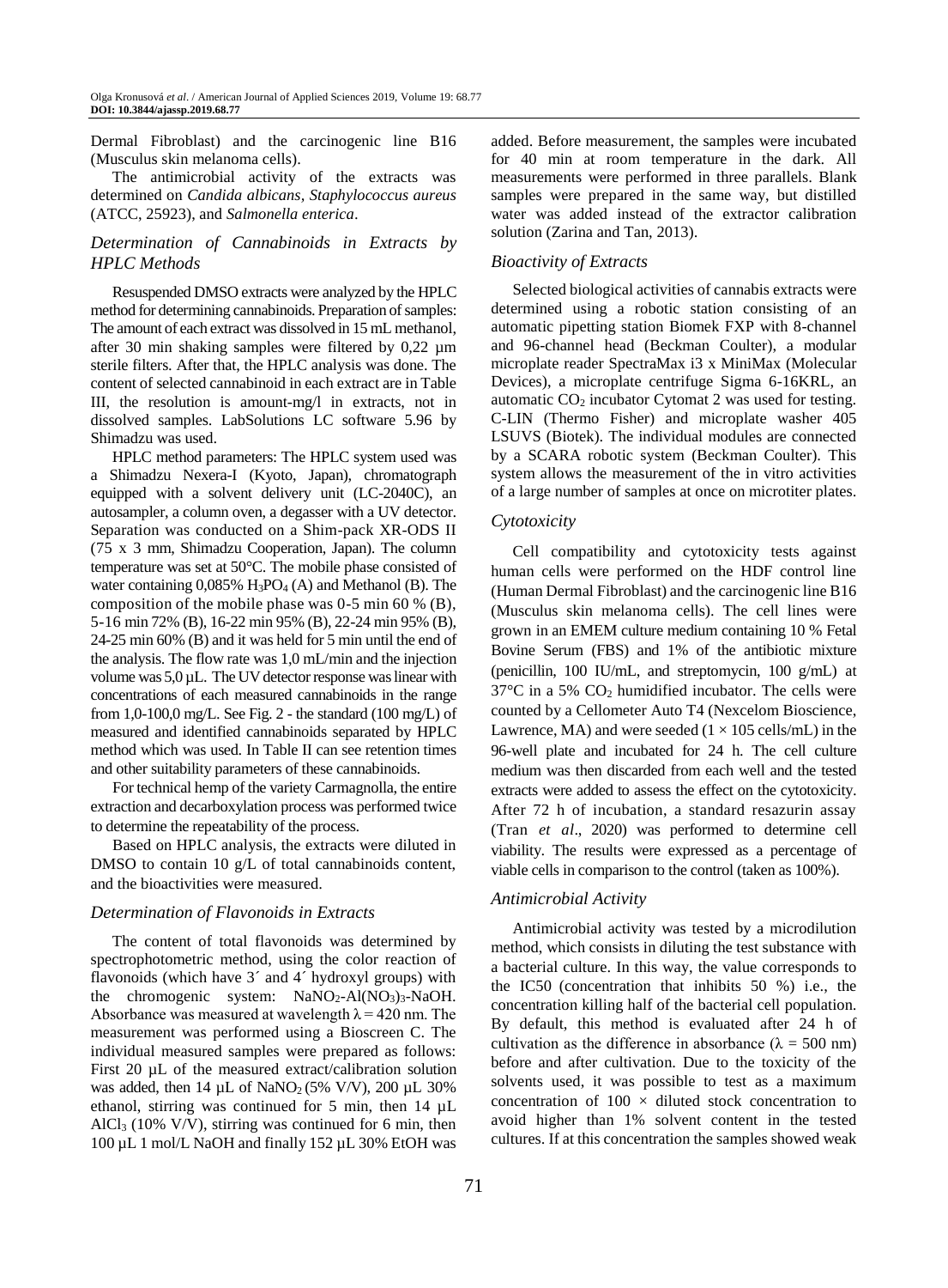Dermal Fibroblast) and the carcinogenic line B16 (Musculus skin melanoma cells).

The antimicrobial activity of the extracts was determined on *Candida albicans*, *Staphylococcus aureus* (ATCC, 25923), and *Salmonella enterica*.

### *Determination of Cannabinoids in Extracts by HPLC Methods*

Resuspended DMSO extracts were analyzed by the HPLC method for determining cannabinoids. Preparation of samples: The amount of each extract was dissolved in 15 mL methanol, after 30 min shaking samples were filtered by 0,22 µm sterile filters. After that, the HPLC analysis was done. The content of selected cannabinoid in each extract are in Table III, the resolution is amount-mg/l in extracts, not in dissolved samples. LabSolutions LC software 5.96 by Shimadzu was used.

HPLC method parameters: The HPLC system used was a Shimadzu Nexera-I (Kyoto, Japan), chromatograph equipped with a solvent delivery unit (LC-2040C), an autosampler, a column oven, a degasser with a UV detector. Separation was conducted on a Shim-pack XR-ODS II (75 x 3 mm, Shimadzu Cooperation, Japan). The column temperature was set at 50°C. The mobile phase consisted of water containing 0,085% $H_3PO_4$ (A) and Methanol (B). The composition of the mobile phase was 0-5 min 60 % (B), 5-16 min 72% (B), 16-22 min 95% (B), 22-24 min 95% (B), 24-25 min 60% (B) and it was held for 5 min until the end of the analysis. The flow rate was 1,0 mL/min and the injection volume was 5,0 µL. The UV detector response was linear with concentrations of each measured cannabinoids in the range from 1,0-100,0 mg/L. See Fig. 2 - the standard (100 mg/L) of measured and identified cannabinoids separated by HPLC method which was used. In Table II can see retention times and other suitability parameters of these cannabinoids.

For technical hemp of the variety Carmagnolla, the entire extraction and decarboxylation process was performed twice to determine the repeatability of the process.

Based on HPLC analysis, the extracts were diluted in DMSO to contain 10 g/L of total cannabinoids content, and the bioactivities were measured.

### *Determination of Flavonoids in Extracts*

The content of total flavonoids was determined by spectrophotometric method, using the color reaction of flavonoids (which have 3´ and 4´ hydroxyl groups) with the chromogenic system: $NaNO_2$-$Al(NO_3)_3$-NaOH. Absorbance was measured at wavelength $\lambda = 420$ nm. The measurement was performed using a Bioscreen C. The individual measured samples were prepared as follows: First 20 µL of the measured extract/calibration solution was added, then 14 µL of $NaNO_2$ (5% V/V), 200 µL 30% ethanol, stirring was continued for 5 min, then 14 µL $AlCl_3$ (10% V/V), stirring was continued for 6 min, then 100 µL 1 mol/L NaOH and finally 152 µL 30% EtOH was added. Before measurement, the samples were incubated for 40 min at room temperature in the dark. All measurements were performed in three parallels. Blank samples were prepared in the same way, but distilled water was added instead of the extractor calibration solution (Zarina and Tan, 2013).

### *Bioactivity of Extracts*

Selected biological activities of cannabis extracts were determined using a robotic station consisting of an automatic pipetting station Biomek FXP with 8-channel and 96-channel head (Beckman Coulter), a modular microplate reader SpectraMax i3 x MiniMax (Molecular Devices), a microplate centrifuge Sigma 6-16KRL, an automatic $CO_2$ incubator Cytomat 2 was used for testing. C-LIN (Thermo Fisher) and microplate washer 405 LSUVS (Biotek). The individual modules are connected by a SCARA robotic system (Beckman Coulter). This system allows the measurement of the in vitro activities of a large number of samples at once on microtiter plates.

### *Cytotoxicity*

Cell compatibility and cytotoxicity tests against human cells were performed on the HDF control line (Human Dermal Fibroblast) and the carcinogenic line B16 (Musculus skin melanoma cells). The cell lines were grown in an EMEM culture medium containing 10 % Fetal Bovine Serum (FBS) and 1% of the antibiotic mixture (penicillin, 100 IU/mL, and streptomycin, 100 g/mL) at 37°C in a 5% $CO_2$ humidified incubator. The cells were counted by a Cellometer Auto T4 (Nexcelom Bioscience, Lawrence, MA) and were seeded (1 × 105 cells/mL) in the 96-well plate and incubated for 24 h. The cell culture medium was then discarded from each well and the tested extracts were added to assess the effect on the cytotoxicity. After 72 h of incubation, a standard resazurin assay (Tran *et al*., 2020) was performed to determine cell viability. The results were expressed as a percentage of viable cells in comparison to the control (taken as 100%).

### *Antimicrobial Activity*

Antimicrobial activity was tested by a microdilution method, which consists in diluting the test substance with a bacterial culture. In this way, the value corresponds to the IC50 (concentration that inhibits 50 %) i.e., the concentration killing half of the bacterial cell population. By default, this method is evaluated after 24 h of cultivation as the difference in absorbance ($\lambda = 500$ nm) before and after cultivation. Due to the toxicity of the solvents used, it was possible to test as a maximum concentration of 100 × diluted stock concentration to avoid higher than 1% solvent content in the tested cultures. If at this concentration the samples showed weak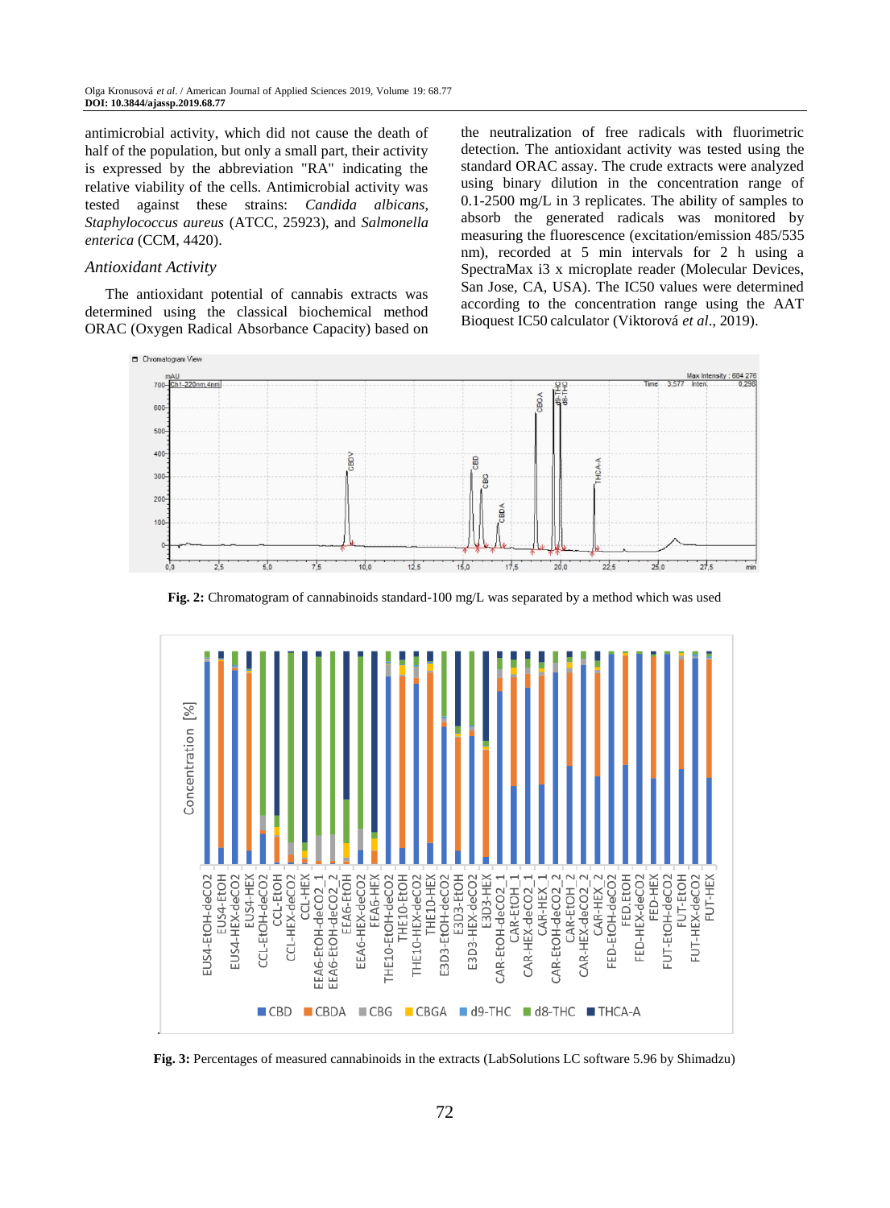antimicrobial activity, which did not cause the death of half of the population, but only a small part, their activity is expressed by the abbreviation "RA" indicating the relative viability of the cells. Antimicrobial activity was tested against these strains: *Candida albicans*, *Staphylococcus aureus* (ATCC, 25923), and *Salmonella enterica* (CCM, 4420).

### *Antioxidant Activity*

The antioxidant potential of cannabis extracts was determined using the classical biochemical method ORAC (Oxygen Radical Absorbance Capacity) based on the neutralization of free radicals with fluorimetric detection. The antioxidant activity was tested using the standard ORAC assay. The crude extracts were analyzed using binary dilution in the concentration range of 0.1-2500 mg/L in 3 replicates. The ability of samples to absorb the generated radicals was monitored by measuring the fluorescence (excitation/emission 485/535 nm), recorded at 5 min intervals for 2 h using a SpectraMax i3 x microplate reader (Molecular Devices, San Jose, CA, USA). The IC50 values were determined according to the concentration range using the AAT Bioquest IC50 calculator (Viktorová *et al*., 2019).

Chromatogram View
mAU
Ch1-220nm,4nm
Max Intensity : 684 276
Time 3,577 Inten. 0,298
700
600
500
400
300
200
100
0
CBDV
CBD
CBG
CBDA
CBGA
d9-THC
d8-THC
THCA-A
0,0 2,5 5,0 7,5 10,0 12,5 15,0 17,5 20,0 22,5 25,0 27,5 min

**Fig. 2:** Chromatogram of cannabinoids standard-100 mg/L was separated by a method which was used

Concentration [%]
EUS4-EtOH-deCO2
EUS4-EtOH
EUS4-HEX-deCO2
EUS4-HEX
CCL-EtOH-deCO2
CCL-EtOH
CCL-HEX-deCO2
CCL-HEX
EEA6-EtOH-deCO2_1
EEA6-EtOH-deCO2_2
EEA6-EtOH
EEA6-HEX-deCO2
EEA6-HEX
THE10-EtOH-deCO2
THE10-EtOH
THE10-HEX-deCO2
THE10-HEX
E3D3-EtOH-deCO2
E3D3-EtOH
E3D3-HEX-deCO2
E3D3-HEX
CAR-EtOH-deCO2_1
CAR-EtOH_1
CAR-HEX-deCO2_1
CAR-HEX_1
CAR-EtOH-deCO2_2
CAR-EtOH_2
CAR-HEX-deCO2_2
CAR-HEX_2
FED-EtOH-deCO2
FED-EtOH
FED-HEX-deCO2
FED-HEX
FUT-EtOH-deCO2
FUT-EtOH
FUT-HEX-deCO2
FUT-HEX
CBD CBDA CBG CBGA d9-THC d8-THC THCA-A

**Fig. 3:** Percentages of measured cannabinoids in the extracts (LabSolutions LC software 5.96 by Shimadzu)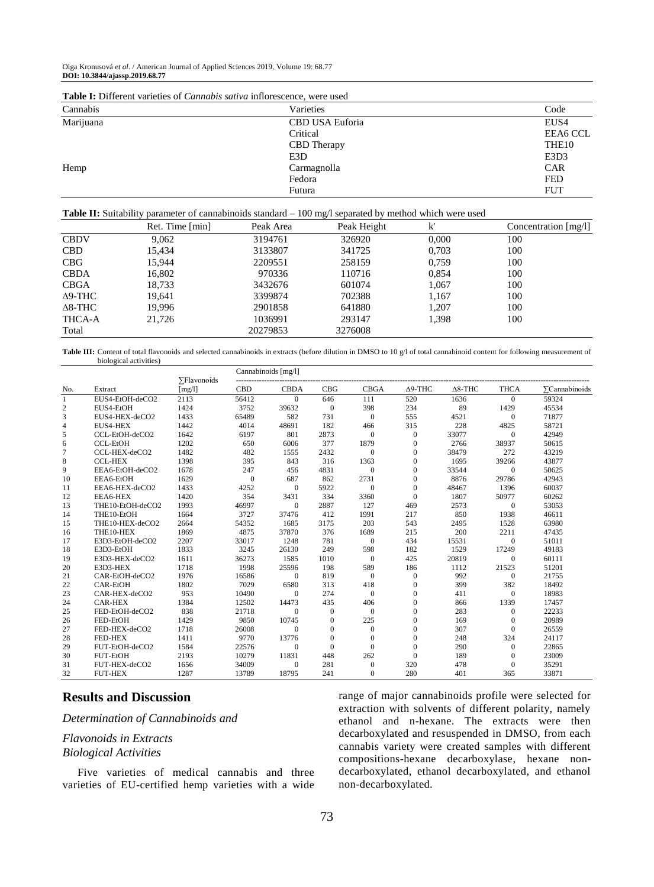**Table I:** Different varieties of *Cannabis sativa* inflorescence, were used

| Cannabis | Varieties | Code |
|---|---|---|
| Marijuana | CBD USA Euforia | EUS4 |
| | Critical | EEA6 CCL |
| | CBD Therapy | THE10 |
| | E3D | E3D3 |
| Hemp | Carmagnolla | CAR |
| | Fedora | FED |
| | Futura | FUT |

**Table II:** Suitability parameter of cannabinoids standard – 100 mg/l separated by method which were used

| | Ret. Time [min] | Peak Area | Peak Height | k' | Concentration [mg/l] |
|---|---|---|---|---|---|
| CBDV | 9,062 | 3194761 | 326920 | 0,000 | 100 |
| CBD | 15,434 | 3133807 | 341725 | 0,703 | 100 |
| CBG | 15,944 | 2209551 | 258159 | 0,759 | 100 |
| CBDA | 16,802 | 970336 | 110716 | 0,854 | 100 |
| CBGA | 18,733 | 3432676 | 601074 | 1,067 | 100 |
| Δ9-THC | 19,641 | 3399874 | 702388 | 1,167 | 100 |
| Δ8-THC | 19,996 | 2901858 | 641880 | 1,207 | 100 |
| THCA-A | 21,726 | 1036991 | 293147 | 1,398 | 100 |
| Total | | 20279853 | 3276008 | | |

**Table III:** Content of total flavonoids and selected cannabinoids in extracts (before dilution in DMSO to 10 g/l of total cannabinoid content for following measurement of biological activities)

| | | | Cannabinoids [mg/l] | | | | | | | |
|---|---|---|---|---|---|---|---|---|---|---|
| No. | Extract | ∑Flavonoids [mg/l] | CBD | CBDA | CBG | CBGA | Δ9-THC | Δ8-THC | THCA | ∑Cannabinoids |
| 1 | EUS4-EtOH-deCO2 | 2113 | 56412 | 0 | 646 | 111 | 520 | 1636 | 0 | 59324 |
| 2 | EUS4-EtOH | 1424 | 3752 | 39632 | 0 | 398 | 234 | 89 | 1429 | 45534 |
| 3 | EUS4-HEX-deCO2 | 1433 | 65489 | 582 | 731 | 0 | 555 | 4521 | 0 | 71877 |
| 4 | EUS4-HEX | 1442 | 4014 | 48691 | 182 | 466 | 315 | 228 | 4825 | 58721 |
| 5 | CCL-EtOH-deCO2 | 1642 | 6197 | 801 | 2873 | 0 | 0 | 33077 | 0 | 42949 |
| 6 | CCL-EtOH | 1202 | 650 | 6006 | 377 | 1879 | 0 | 2766 | 38937 | 50615 |
| 7 | CCL-HEX-deCO2 | 1482 | 482 | 1555 | 2432 | 0 | 0 | 38479 | 272 | 43219 |
| 8 | CCL-HEX | 1398 | 395 | 843 | 316 | 1363 | 0 | 1695 | 39266 | 43877 |
| 9 | EEA6-EtOH-deCO2 | 1678 | 247 | 456 | 4831 | 0 | 0 | 33544 | 0 | 50625 |
| 10 | EEA6-EtOH | 1629 | 0 | 687 | 862 | 2731 | 0 | 8876 | 29786 | 42943 |
| 11 | EEA6-HEX-deCO2 | 1433 | 4252 | 0 | 5922 | 0 | 0 | 48467 | 1396 | 60037 |
| 12 | EEA6-HEX | 1420 | 354 | 3431 | 334 | 3360 | 0 | 1807 | 50977 | 60262 |
| 13 | THE10-EtOH-deCO2 | 1993 | 46997 | 0 | 2887 | 127 | 469 | 2573 | 0 | 53053 |
| 14 | THE10-EtOH | 1664 | 3727 | 37476 | 412 | 1991 | 217 | 850 | 1938 | 46611 |
| 15 | THE10-HEX-deCO2 | 2664 | 54352 | 1685 | 3175 | 203 | 543 | 2495 | 1528 | 63980 |
| 16 | THE10-HEX | 1869 | 4875 | 37870 | 376 | 1689 | 215 | 200 | 2211 | 47435 |
| 17 | E3D3-EtOH-deCO2 | 2207 | 33017 | 1248 | 781 | 0 | 434 | 15531 | 0 | 51011 |
| 18 | E3D3-EtOH | 1833 | 3245 | 26130 | 249 | 598 | 182 | 1529 | 17249 | 49183 |
| 19 | E3D3-HEX-deCO2 | 1611 | 36273 | 1585 | 1010 | 0 | 425 | 20819 | 0 | 60111 |
| 20 | E3D3-HEX | 1718 | 1998 | 25596 | 198 | 589 | 186 | 1112 | 21523 | 51201 |
| 21 | CAR-EtOH-deCO2 | 1976 | 16586 | 0 | 819 | 0 | 0 | 992 | 0 | 21755 |
| 22 | CAR-EtOH | 1802 | 7029 | 6580 | 313 | 418 | 0 | 399 | 382 | 18492 |
| 23 | CAR-HEX-deCO2 | 953 | 10490 | 0 | 274 | 0 | 0 | 411 | 0 | 18983 |
| 24 | CAR-HEX | 1384 | 12502 | 14473 | 435 | 406 | 0 | 866 | 1339 | 17457 |
| 25 | FED-EtOH-deCO2 | 838 | 21718 | 0 | 0 | 0 | 0 | 283 | 0 | 22233 |
| 26 | FED-EtOH | 1429 | 9850 | 10745 | 0 | 225 | 0 | 169 | 0 | 20989 |
| 27 | FED-HEX-deCO2 | 1718 | 26008 | 0 | 0 | 0 | 0 | 307 | 0 | 26559 |
| 28 | FED-HEX | 1411 | 9770 | 13776 | 0 | 0 | 0 | 248 | 324 | 24117 |
| 29 | FUT-EtOH-deCO2 | 1584 | 22576 | 0 | 0 | 0 | 0 | 290 | 0 | 22865 |
| 30 | FUT-EtOH | 2193 | 10279 | 11831 | 448 | 262 | 0 | 189 | 0 | 23009 |
| 31 | FUT-HEX-deCO2 | 1656 | 34009 | 0 | 281 | 0 | 320 | 478 | 0 | 35291 |
| 32 | FUT-HEX | 1287 | 13789 | 18795 | 241 | 0 | 280 | 401 | 365 | 33871 |

## Results and Discussion

### *Determination of Cannabinoids and*

### *Flavonoids in Extracts Biological Activities*

Five varieties of medical cannabis and three varieties of EU-certified hemp varieties with a wide range of major cannabinoids profile were selected for extraction with solvents of different polarity, namely ethanol and n-hexane. The extracts were then decarboxylated and resuspended in DMSO, from each cannabis variety were created samples with different compositions-hexane decarboxylase, hexane non-decarboxylated, ethanol decarboxylated, and ethanol non-decarboxylated.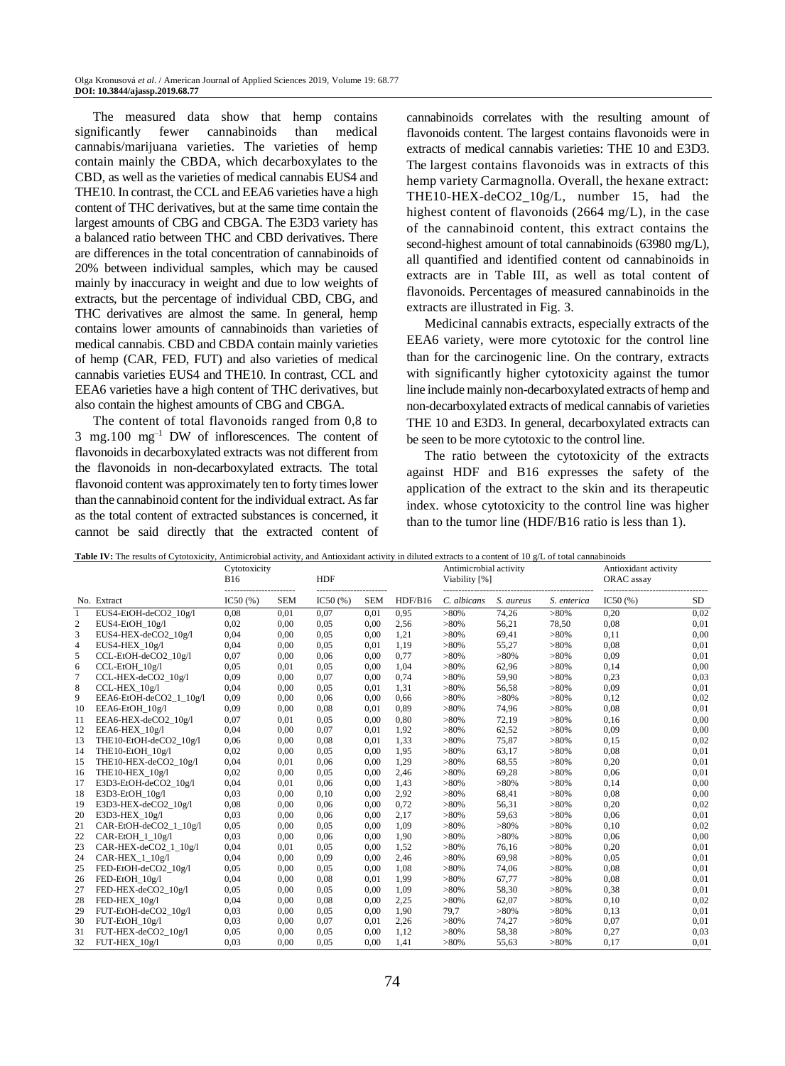The measured data show that hemp contains significantly fewer cannabinoids than medical cannabis/marijuana varieties. The varieties of hemp contain mainly the CBDA, which decarboxylates to the CBD, as well as the varieties of medical cannabis EUS4 and THE10. In contrast, the CCL and EEA6 varieties have a high content of THC derivatives, but at the same time contain the largest amounts of CBG and CBGA. The E3D3 variety has a balanced ratio between THC and CBD derivatives. There are differences in the total concentration of cannabinoids of 20% between individual samples, which may be caused mainly by inaccuracy in weight and due to low weights of extracts, but the percentage of individual CBD, CBG, and THC derivatives are almost the same. In general, hemp contains lower amounts of cannabinoids than varieties of medical cannabis. CBD and CBDA contain mainly varieties of hemp (CAR, FED, FUT) and also varieties of medical cannabis varieties EUS4 and THE10. In contrast, CCL and EEA6 varieties have a high content of THC derivatives, but also contain the highest amounts of CBG and CBGA.

The content of total flavonoids ranged from 0,8 to 3 mg.100 $mg^{-1}$ DW of inflorescences. The content of flavonoids in decarboxylated extracts was not different from the flavonoids in non-decarboxylated extracts. The total flavonoid content was approximately ten to forty times lower than the cannabinoid content for the individual extract. As far as the total content of extracted substances is concerned, it cannot be said directly that the extracted content of cannabinoids correlates with the resulting amount of flavonoids content. The largest contains flavonoids were in extracts of medical cannabis varieties: THE 10 and E3D3. The largest contains flavonoids was in extracts of this hemp variety Carmagnolla. Overall, the hexane extract: THE10-HEX-deCO2_10g/L, number 15, had the highest content of flavonoids (2664 mg/L), in the case of the cannabinoid content, this extract contains the second-highest amount of total cannabinoids (63980 mg/L), all quantified and identified content od cannabinoids in extracts are in Table III, as well as total content of flavonoids. Percentages of measured cannabinoids in the extracts are illustrated in Fig. 3.

Medicinal cannabis extracts, especially extracts of the EEA6 variety, were more cytotoxic for the control line than for the carcinogenic line. On the contrary, extracts with significantly higher cytotoxicity against the tumor line include mainly non-decarboxylated extracts of hemp and non-decarboxylated extracts of medical cannabis of varieties THE 10 and E3D3. In general, decarboxylated extracts can be seen to be more cytotoxic to the control line.

The ratio between the cytotoxicity of the extracts against HDF and B16 expresses the safety of the application of the extract to the skin and its therapeutic index. whose cytotoxicity to the control line was higher than to the tumor line (HDF/B16 ratio is less than 1).

**Table IV:** The results of Cytotoxicity, Antimicrobial activity, and Antioxidant activity in diluted extracts to a content of 10 g/L of total cannabinoids

| | | Cytotoxicity B16 | | HDF | | | Antimicrobial activity Viability [%] | | | Antioxidant activity ORAC assay | |
|---|---|---|---|---|---|---|---|---|---|---|---|
| No. | Extract | IC50 (%) | SEM | IC50 (%) | SEM | HDF/B16 | *C. albicans* | *S. aureus* | *S. enterica* | IC50 (%) | SD |
| 1 | EUS4-EtOH-deCO2_10g/l | 0,08 | 0,01 | 0,07 | 0,01 | 0,95 | >80% | 74,26 | >80% | 0,20 | 0,02 |
| 2 | EUS4-EtOH_10g/l | 0,02 | 0,00 | 0,05 | 0,00 | 2,56 | >80% | 56,21 | 78,50 | 0,08 | 0,01 |
| 3 | EUS4-HEX-deCO2_10g/l | 0,04 | 0,00 | 0,05 | 0,00 | 1,21 | >80% | 69,41 | >80% | 0,11 | 0,00 |
| 4 | EUS4-HEX_10g/l | 0,04 | 0,00 | 0,05 | 0,01 | 1,19 | >80% | 55,27 | >80% | 0,08 | 0,01 |
| 5 | CCL-EtOH-deCO2_10g/l | 0,07 | 0,00 | 0,06 | 0,00 | 0,77 | >80% | >80% | >80% | 0,09 | 0,01 |
| 6 | CCL-EtOH_10g/l | 0,05 | 0,01 | 0,05 | 0,00 | 1,04 | >80% | 62,96 | >80% | 0,14 | 0,00 |
| 7 | CCL-HEX-deCO2_10g/l | 0,09 | 0,00 | 0,07 | 0,00 | 0,74 | >80% | 59,90 | >80% | 0,23 | 0,03 |
| 8 | CCL-HEX_10g/l | 0,04 | 0,00 | 0,05 | 0,01 | 1,31 | >80% | 56,58 | >80% | 0,09 | 0,01 |
| 9 | EEA6-EtOH-deCO2_1_10g/l | 0,09 | 0,00 | 0,06 | 0,00 | 0,66 | >80% | >80% | >80% | 0,12 | 0,02 |
| 10 | EEA6-EtOH_10g/l | 0,09 | 0,00 | 0,08 | 0,01 | 0,89 | >80% | 74,96 | >80% | 0,08 | 0,01 |
| 11 | EEA6-HEX-deCO2_10g/l | 0,07 | 0,01 | 0,05 | 0,00 | 0,80 | >80% | 72,19 | >80% | 0,16 | 0,00 |
| 12 | EEA6-HEX_10g/l | 0,04 | 0,00 | 0,07 | 0,01 | 1,92 | >80% | 62,52 | >80% | 0,09 | 0,00 |
| 13 | THE10-EtOH-deCO2_10g/l | 0,06 | 0,00 | 0,08 | 0,01 | 1,33 | >80% | 75,87 | >80% | 0,15 | 0,02 |
| 14 | THE10-EtOH_10g/l | 0,02 | 0,00 | 0,05 | 0,00 | 1,95 | >80% | 63,17 | >80% | 0,08 | 0,01 |
| 15 | THE10-HEX-deCO2_10g/l | 0,04 | 0,01 | 0,06 | 0,00 | 1,29 | >80% | 68,55 | >80% | 0,20 | 0,01 |
| 16 | THE10-HEX_10g/l | 0,02 | 0,00 | 0,05 | 0,00 | 2,46 | >80% | 69,28 | >80% | 0,06 | 0,01 |
| 17 | E3D3-EtOH-deCO2_10g/l | 0,04 | 0,01 | 0,06 | 0,00 | 1,43 | >80% | >80% | >80% | 0,14 | 0,00 |
| 18 | E3D3-EtOH_10g/l | 0,03 | 0,00 | 0,10 | 0,00 | 2,92 | >80% | 68,41 | >80% | 0,08 | 0,00 |
| 19 | E3D3-HEX-deCO2_10g/l | 0,08 | 0,00 | 0,06 | 0,00 | 0,72 | >80% | 56,31 | >80% | 0,20 | 0,02 |
| 20 | E3D3-HEX_10g/l | 0,03 | 0,00 | 0,06 | 0,00 | 2,17 | >80% | 59,63 | >80% | 0,06 | 0,01 |
| 21 | CAR-EtOH-deCO2_1_10g/l | 0,05 | 0,00 | 0,05 | 0,00 | 1,09 | >80% | >80% | >80% | 0,10 | 0,02 |
| 22 | CAR-EtOH_1_10g/l | 0,03 | 0,00 | 0,06 | 0,00 | 1,90 | >80% | >80% | >80% | 0,06 | 0,00 |
| 23 | CAR-HEX-deCO2_1_10g/l | 0,04 | 0,01 | 0,05 | 0,00 | 1,52 | >80% | 76,16 | >80% | 0,20 | 0,01 |
| 24 | CAR-HEX_1_10g/l | 0,04 | 0,00 | 0,09 | 0,00 | 2,46 | >80% | 69,98 | >80% | 0,05 | 0,01 |
| 25 | FED-EtOH-deCO2_10g/l | 0,05 | 0,00 | 0,05 | 0,00 | 1,08 | >80% | 74,06 | >80% | 0,08 | 0,01 |
| 26 | FED-EtOH_10g/l | 0,04 | 0,00 | 0,08 | 0,01 | 1,99 | >80% | 67,77 | >80% | 0,08 | 0,01 |
| 27 | FED-HEX-deCO2_10g/l | 0,05 | 0,00 | 0,05 | 0,00 | 1,09 | >80% | 58,30 | >80% | 0,38 | 0,01 |
| 28 | FED-HEX_10g/l | 0,04 | 0,00 | 0,08 | 0,00 | 2,25 | >80% | 62,07 | >80% | 0,10 | 0,02 |
| 29 | FUT-EtOH-deCO2_10g/l | 0,03 | 0,00 | 0,05 | 0,00 | 1,90 | 79,7 | >80% | >80% | 0,13 | 0,01 |
| 30 | FUT-EtOH_10g/l | 0,03 | 0,00 | 0,07 | 0,01 | 2,26 | >80% | 74,27 | >80% | 0,07 | 0,01 |
| 31 | FUT-HEX-deCO2_10g/l | 0,05 | 0,00 | 0,05 | 0,00 | 1,12 | >80% | 58,38 | >80% | 0,27 | 0,03 |
| 32 | FUT-HEX_10g/l | 0,03 | 0,00 | 0,05 | 0,00 | 1,41 | >80% | 55,63 | >80% | 0,17 | 0,01 |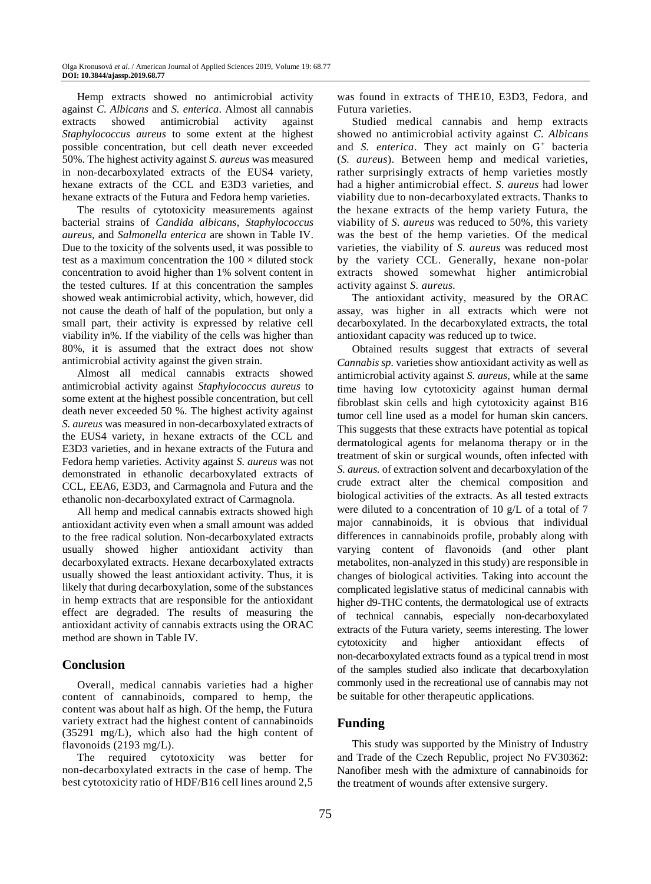Hemp extracts showed no antimicrobial activity against *C. Albicans* and *S. enterica*. Almost all cannabis extracts showed antimicrobial activity against *Staphylococcus aureus* to some extent at the highest possible concentration, but cell death never exceeded 50%. The highest activity against *S. aureus* was measured in non-decarboxylated extracts of the EUS4 variety, hexane extracts of the CCL and E3D3 varieties, and hexane extracts of the Futura and Fedora hemp varieties.

The results of cytotoxicity measurements against bacterial strains of *Candida albicans*, *Staphylococcus aureus*, and *Salmonella enterica* are shown in Table IV. Due to the toxicity of the solvents used, it was possible to test as a maximum concentration the 100 × diluted stock concentration to avoid higher than 1% solvent content in the tested cultures. If at this concentration the samples showed weak antimicrobial activity, which, however, did not cause the death of half of the population, but only a small part, their activity is expressed by relative cell viability in%. If the viability of the cells was higher than 80%, it is assumed that the extract does not show antimicrobial activity against the given strain.

Almost all medical cannabis extracts showed antimicrobial activity against *Staphylococcus aureus* to some extent at the highest possible concentration, but cell death never exceeded 50 %. The highest activity against *S. aureus* was measured in non-decarboxylated extracts of the EUS4 variety, in hexane extracts of the CCL and E3D3 varieties, and in hexane extracts of the Futura and Fedora hemp varieties. Activity against *S. aureus* was not demonstrated in ethanolic decarboxylated extracts of CCL, EEA6, E3D3, and Carmagnola and Futura and the ethanolic non-decarboxylated extract of Carmagnola.

All hemp and medical cannabis extracts showed high antioxidant activity even when a small amount was added to the free radical solution. Non-decarboxylated extracts usually showed higher antioxidant activity than decarboxylated extracts. Hexane decarboxylated extracts usually showed the least antioxidant activity. Thus, it is likely that during decarboxylation, some of the substances in hemp extracts that are responsible for the antioxidant effect are degraded. The results of measuring the antioxidant activity of cannabis extracts using the ORAC method are shown in Table IV.

## Conclusion

Overall, medical cannabis varieties had a higher content of cannabinoids, compared to hemp, the content was about half as high. Of the hemp, the Futura variety extract had the highest content of cannabinoids (35291 mg/L), which also had the high content of flavonoids (2193 mg/L).

The required cytotoxicity was better for non-decarboxylated extracts in the case of hemp. The best cytotoxicity ratio of HDF/B16 cell lines around 2,5 was found in extracts of THE10, E3D3, Fedora, and Futura varieties.

Studied medical cannabis and hemp extracts showed no antimicrobial activity against *C. Albicans* and *S. enterica*. They act mainly on $G^+$ bacteria (*S. aureus*). Between hemp and medical varieties, rather surprisingly extracts of hemp varieties mostly had a higher antimicrobial effect. *S. aureus* had lower viability due to non-decarboxylated extracts. Thanks to the hexane extracts of the hemp variety Futura, the viability of *S. aureus* was reduced to 50%, this variety was the best of the hemp varieties. Of the medical varieties, the viability of *S. aureus* was reduced most by the variety CCL. Generally, hexane non-polar extracts showed somewhat higher antimicrobial activity against *S. aureus*.

The antioxidant activity, measured by the ORAC assay, was higher in all extracts which were not decarboxylated. In the decarboxylated extracts, the total antioxidant capacity was reduced up to twice.

Obtained results suggest that extracts of several *Cannabis sp.* varieties show antioxidant activity as well as antimicrobial activity against *S. aureus*, while at the same time having low cytotoxicity against human dermal fibroblast skin cells and high cytotoxicity against B16 tumor cell line used as a model for human skin cancers. This suggests that these extracts have potential as topical dermatological agents for melanoma therapy or in the treatment of skin or surgical wounds, often infected with *S. aureus.* of extraction solvent and decarboxylation of the crude extract alter the chemical composition and biological activities of the extracts. As all tested extracts were diluted to a concentration of 10 g/L of a total of 7 major cannabinoids, it is obvious that individual differences in cannabinoids profile, probably along with varying content of flavonoids (and other plant metabolites, non-analyzed in this study) are responsible in changes of biological activities. Taking into account the complicated legislative status of medicinal cannabis with higher d9-THC contents, the dermatological use of extracts of technical cannabis, especially non-decarboxylated extracts of the Futura variety, seems interesting. The lower cytotoxicity and higher antioxidant effects of non-decarboxylated extracts found as a typical trend in most of the samples studied also indicate that decarboxylation commonly used in the recreational use of cannabis may not be suitable for other therapeutic applications.

## Funding

This study was supported by the Ministry of Industry and Trade of the Czech Republic, project No FV30362: Nanofiber mesh with the admixture of cannabinoids for the treatment of wounds after extensive surgery.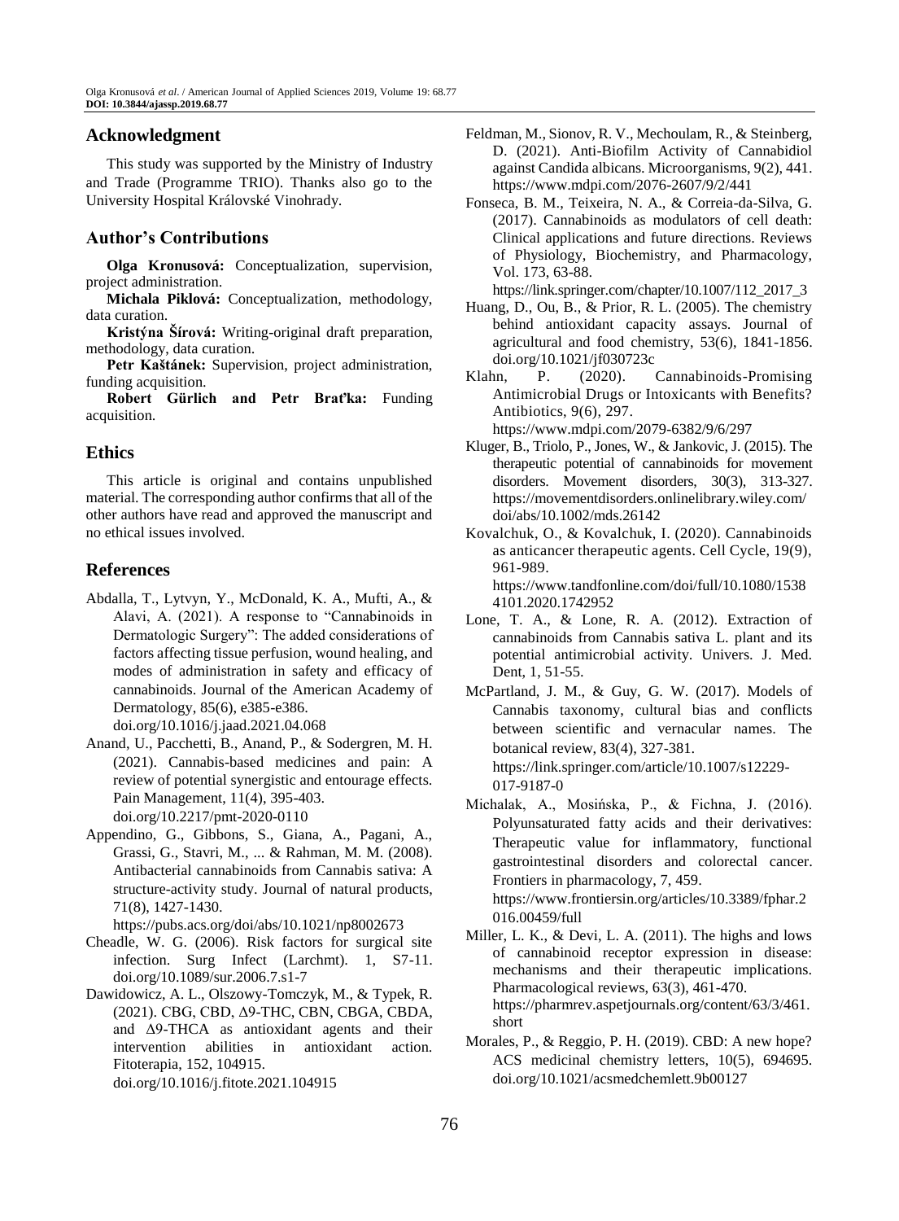## Acknowledgment

This study was supported by the Ministry of Industry and Trade (Programme TRIO). Thanks also go to the University Hospital Královské Vinohrady.

## Author's Contributions

**Olga Kronusová:** Conceptualization, supervision, project administration.

**Michala Piklová:** Conceptualization, methodology, data curation.

**Kristýna Šírová:** Writing-original draft preparation, methodology, data curation.

**Petr Kaštánek:** Supervision, project administration, funding acquisition.

**Robert Gürlich and Petr Braťka:** Funding acquisition.

## Ethics

This article is original and contains unpublished material. The corresponding author confirms that all of the other authors have read and approved the manuscript and no ethical issues involved.

## References

Abdalla, T., Lytvyn, Y., McDonald, K. A., Mufti, A., & Alavi, A. (2021). A response to "Cannabinoids in Dermatologic Surgery": The added considerations of factors affecting tissue perfusion, wound healing, and modes of administration in safety and efficacy of cannabinoids. Journal of the American Academy of Dermatology, 85(6), e385-e386. doi.org/10.1016/j.jaad.2021.04.068

Anand, U., Pacchetti, B., Anand, P., & Sodergren, M. H. (2021). Cannabis-based medicines and pain: A review of potential synergistic and entourage effects. Pain Management, 11(4), 395-403. doi.org/10.2217/pmt-2020-0110

Appendino, G., Gibbons, S., Giana, A., Pagani, A., Grassi, G., Stavri, M., ... & Rahman, M. M. (2008). Antibacterial cannabinoids from Cannabis sativa: A structure-activity study. Journal of natural products, 71(8), 1427-1430. https://pubs.acs.org/doi/abs/10.1021/np8002673

Cheadle, W. G. (2006). Risk factors for surgical site infection. Surg Infect (Larchmt). 1, S7-11. doi.org/10.1089/sur.2006.7.s1-7

Dawidowicz, A. L., Olszowy-Tomczyk, M., & Typek, R. (2021). CBG, CBD, Δ9-THC, CBN, CBGA, CBDA, and Δ9-THCA as antioxidant agents and their intervention abilities in antioxidant action. Fitoterapia, 152, 104915. doi.org/10.1016/j.fitote.2021.104915

Feldman, M., Sionov, R. V., Mechoulam, R., & Steinberg, D. (2021). Anti-Biofilm Activity of Cannabidiol against Candida albicans. Microorganisms, 9(2), 441. https://www.mdpi.com/2076-2607/9/2/441

Fonseca, B. M., Teixeira, N. A., & Correia-da-Silva, G. (2017). Cannabinoids as modulators of cell death: Clinical applications and future directions. Reviews of Physiology, Biochemistry, and Pharmacology, Vol. 173, 63-88. https://link.springer.com/chapter/10.1007/112_2017_3

Huang, D., Ou, B., & Prior, R. L. (2005). The chemistry behind antioxidant capacity assays. Journal of agricultural and food chemistry, 53(6), 1841-1856. doi.org/10.1021/jf030723c

Klahn, P. (2020). Cannabinoids-Promising Antimicrobial Drugs or Intoxicants with Benefits? Antibiotics, 9(6), 297. https://www.mdpi.com/2079-6382/9/6/297

Kluger, B., Triolo, P., Jones, W., & Jankovic, J. (2015). The therapeutic potential of cannabinoids for movement disorders. Movement disorders, 30(3), 313-327. https://movementdisorders.onlinelibrary.wiley.com/doi/abs/10.1002/mds.26142

Kovalchuk, O., & Kovalchuk, I. (2020). Cannabinoids as anticancer therapeutic agents. Cell Cycle, 19(9), 961-989. https://www.tandfonline.com/doi/full/10.1080/15384101.2020.1742952

Lone, T. A., & Lone, R. A. (2012). Extraction of cannabinoids from Cannabis sativa L. plant and its potential antimicrobial activity. Univers. J. Med. Dent, 1, 51-55.

McPartland, J. M., & Guy, G. W. (2017). Models of Cannabis taxonomy, cultural bias and conflicts between scientific and vernacular names. The botanical review, 83(4), 327-381. https://link.springer.com/article/10.1007/s12229-017-9187-0

Michalak, A., Mosińska, P., & Fichna, J. (2016). Polyunsaturated fatty acids and their derivatives: Therapeutic value for inflammatory, functional gastrointestinal disorders and colorectal cancer. Frontiers in pharmacology, 7, 459. https://www.frontiersin.org/articles/10.3389/fphar.2016.00459/full

Miller, L. K., & Devi, L. A. (2011). The highs and lows of cannabinoid receptor expression in disease: mechanisms and their therapeutic implications. Pharmacological reviews, 63(3), 461-470. https://pharmrev.aspetjournals.org/content/63/3/461.short

Morales, P., & Reggio, P. H. (2019). CBD: A new hope? ACS medicinal chemistry letters, 10(5), 694695. doi.org/10.1021/acsmedchemlett.9b00127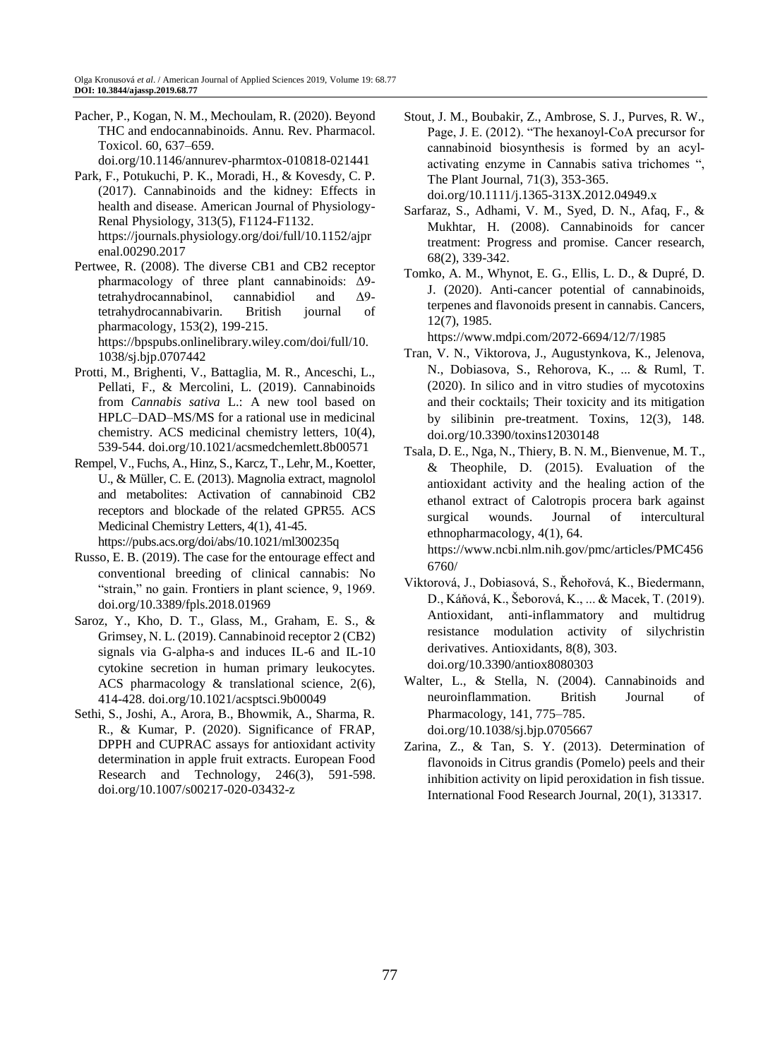Pacher, P., Kogan, N. M., Mechoulam, R. (2020). Beyond THC and endocannabinoids. Annu. Rev. Pharmacol. Toxicol. 60, 637–659. doi.org/10.1146/annurev-pharmtox-010818-021441

Park, F., Potukuchi, P. K., Moradi, H., & Kovesdy, C. P. (2017). Cannabinoids and the kidney: Effects in health and disease. American Journal of Physiology-Renal Physiology, 313(5), F1124-F1132. https://journals.physiology.org/doi/full/10.1152/ajprenal.00290.2017

Pertwee, R. (2008). The diverse CB1 and CB2 receptor pharmacology of three plant cannabinoids: Δ9-tetrahydrocannabinol, cannabidiol and Δ9-tetrahydrocannabivarin. British journal of pharmacology, 153(2), 199-215. https://bpspubs.onlinelibrary.wiley.com/doi/full/10.1038/sj.bjp.0707442

Protti, M., Brighenti, V., Battaglia, M. R., Anceschi, L., Pellati, F., & Mercolini, L. (2019). Cannabinoids from *Cannabis sativa* L.: A new tool based on HPLC–DAD–MS/MS for a rational use in medicinal chemistry. ACS medicinal chemistry letters, 10(4), 539-544. doi.org/10.1021/acsmedchemlett.8b00571

Rempel, V., Fuchs, A., Hinz, S., Karcz, T., Lehr, M., Koetter, U., & Müller, C. E. (2013). Magnolia extract, magnolol and metabolites: Activation of cannabinoid CB2 receptors and blockade of the related GPR55. ACS Medicinal Chemistry Letters, 4(1), 41-45. https://pubs.acs.org/doi/abs/10.1021/ml300235q

Russo, E. B. (2019). The case for the entourage effect and conventional breeding of clinical cannabis: No "strain," no gain. Frontiers in plant science, 9, 1969. doi.org/10.3389/fpls.2018.01969

Saroz, Y., Kho, D. T., Glass, M., Graham, E. S., & Grimsey, N. L. (2019). Cannabinoid receptor 2 (CB2) signals via G-alpha-s and induces IL-6 and IL-10 cytokine secretion in human primary leukocytes. ACS pharmacology & translational science, 2(6), 414-428. doi.org/10.1021/acsptsci.9b00049

Sethi, S., Joshi, A., Arora, B., Bhowmik, A., Sharma, R. R., & Kumar, P. (2020). Significance of FRAP, DPPH and CUPRAC assays for antioxidant activity determination in apple fruit extracts. European Food Research and Technology, 246(3), 591-598. doi.org/10.1007/s00217-020-03432-z

Stout, J. M., Boubakir, Z., Ambrose, S. J., Purves, R. W., Page, J. E. (2012). "The hexanoyl-CoA precursor for cannabinoid biosynthesis is formed by an acyl-activating enzyme in Cannabis sativa trichomes ", The Plant Journal, 71(3), 353-365. doi.org/10.1111/j.1365-313X.2012.04949.x

Sarfaraz, S., Adhami, V. M., Syed, D. N., Afaq, F., & Mukhtar, H. (2008). Cannabinoids for cancer treatment: Progress and promise. Cancer research, 68(2), 339-342.

Tomko, A. M., Whynot, E. G., Ellis, L. D., & Dupré, D. J. (2020). Anti-cancer potential of cannabinoids, terpenes and flavonoids present in cannabis. Cancers, 12(7), 1985. https://www.mdpi.com/2072-6694/12/7/1985

Tran, V. N., Viktorova, J., Augustynkova, K., Jelenova, N., Dobiasova, S., Rehorova, K., ... & Ruml, T. (2020). In silico and in vitro studies of mycotoxins and their cocktails; Their toxicity and its mitigation by silibinin pre-treatment. Toxins, 12(3), 148. doi.org/10.3390/toxins12030148

Tsala, D. E., Nga, N., Thiery, B. N. M., Bienvenue, M. T., & Theophile, D. (2015). Evaluation of the antioxidant activity and the healing action of the ethanol extract of Calotropis procera bark against surgical wounds. Journal of intercultural ethnopharmacology, 4(1), 64. https://www.ncbi.nlm.nih.gov/pmc/articles/PMC4566760/

Viktorová, J., Dobiasová, S., Řehořová, K., Biedermann, D., Káňová, K., Šeborová, K., ... & Macek, T. (2019). Antioxidant, anti-inflammatory and multidrug resistance modulation activity of silychristin derivatives. Antioxidants, 8(8), 303. doi.org/10.3390/antiox8080303

Walter, L., & Stella, N. (2004). Cannabinoids and neuroinflammation. British Journal of Pharmacology, 141, 775–785. doi.org/10.1038/sj.bjp.0705667

Zarina, Z., & Tan, S. Y. (2013). Determination of flavonoids in Citrus grandis (Pomelo) peels and their inhibition activity on lipid peroxidation in fish tissue. International Food Research Journal, 20(1), 313317.